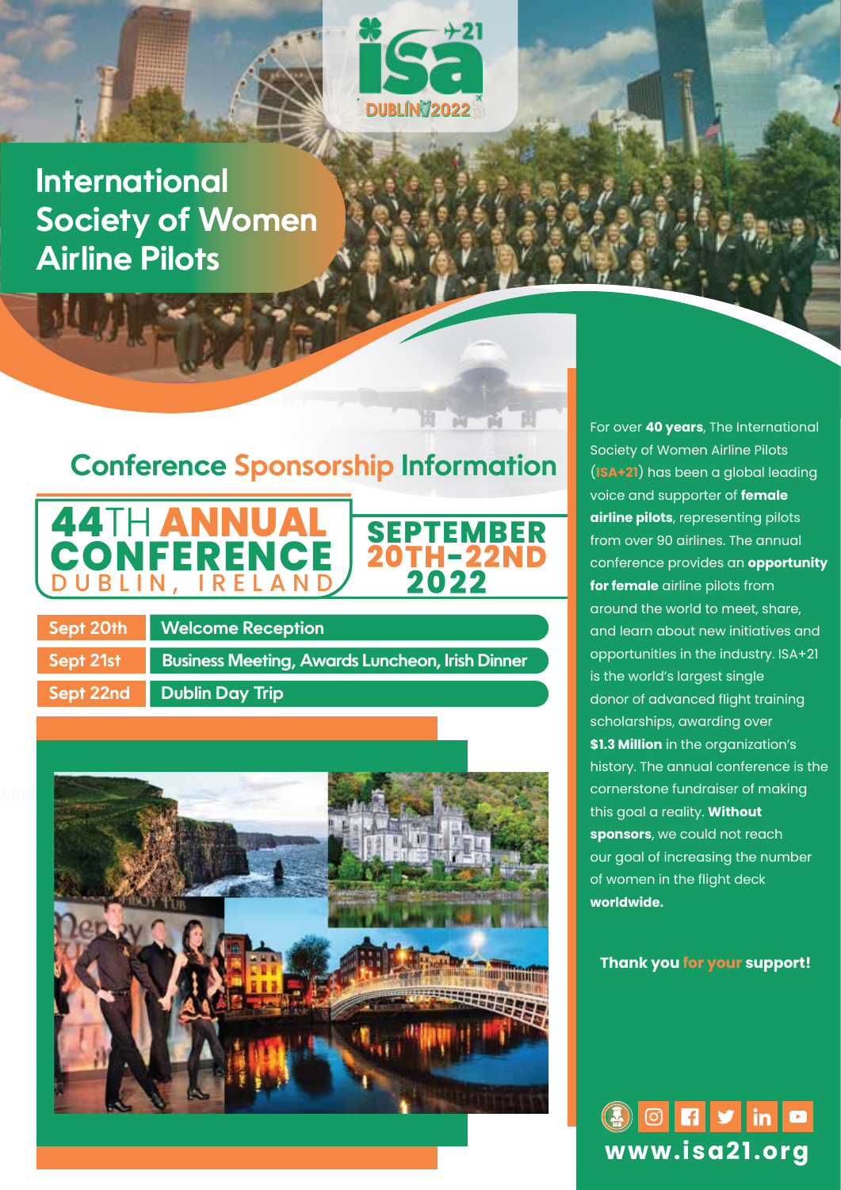ISA+21 DUBLIN 2022

# International Society of Women Airline Pilots

## Conference Sponsorship Information

**44TH ANNUAL CONFERENCE**
DUBLIN, IRELAND

**SEPTEMBER 20TH-22ND 2022**

| | |
|---|---|
| Sept 20th | Welcome Reception |
| Sept 21st | Business Meeting, Awards Luncheon, Irish Dinner |
| Sept 22nd | Dublin Day Trip |

For over **40 years**, The International Society of Women Airline Pilots (**ISA+21**) has been a global leading voice and supporter of **female airline pilots**, representing pilots from over 90 airlines. The annual conference provides an **opportunity for female** airline pilots from around the world to meet, share, and learn about new initiatives and opportunities in the industry. ISA+21 is the world's largest single donor of advanced flight training scholarships, awarding over **$1.3 Million** in the organization's history. The annual conference is the cornerstone fundraiser of making this goal a reality. **Without sponsors**, we could not reach our goal of increasing the number of women in the flight deck **worldwide.**

**Thank you for your support!**

**www.isa21.org**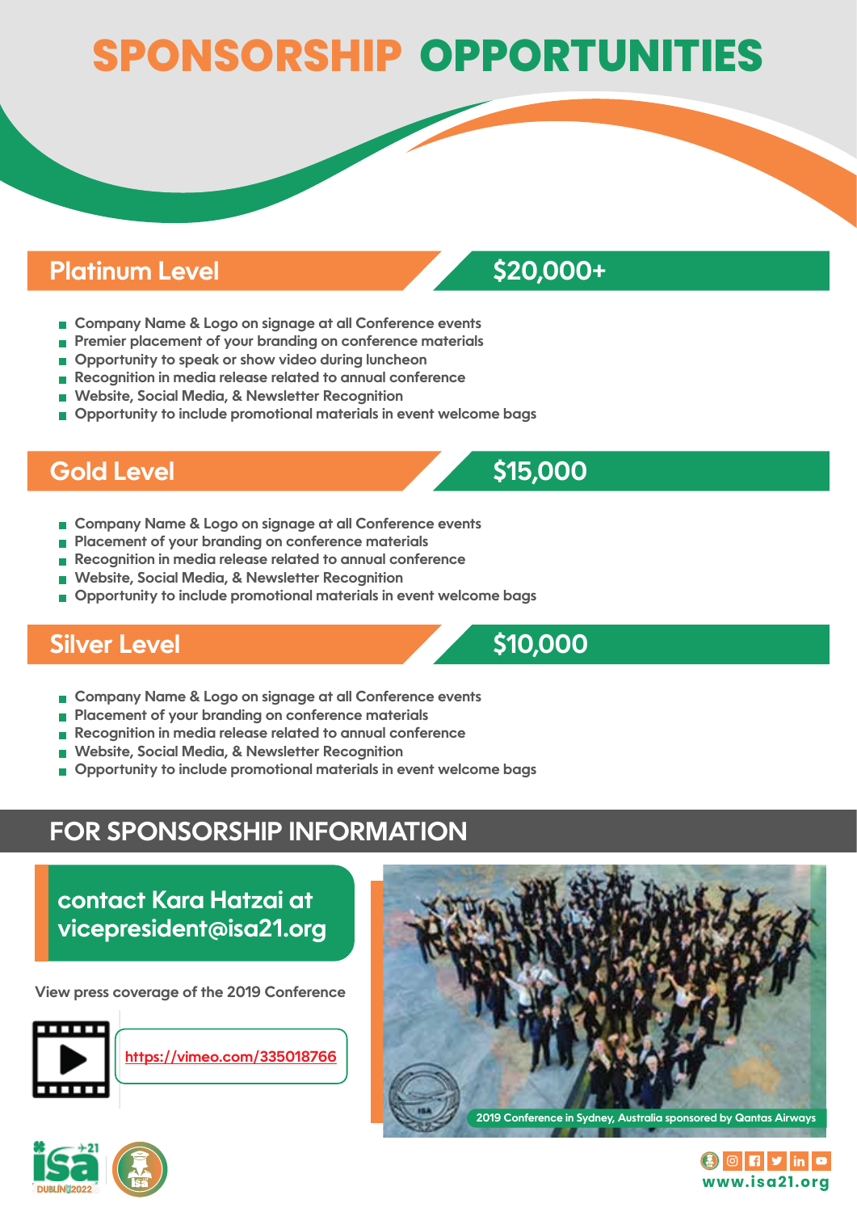# SPONSORSHIP OPPORTUNITIES

## Platinum Level — $20,000+

- Company Name & Logo on signage at all Conference events
- Premier placement of your branding on conference materials
- Opportunity to speak or show video during luncheon
- Recognition in media release related to annual conference
- Website, Social Media, & Newsletter Recognition
- Opportunity to include promotional materials in event welcome bags

## Gold Level — $15,000

- Company Name & Logo on signage at all Conference events
- Placement of your branding on conference materials
- Recognition in media release related to annual conference
- Website, Social Media, & Newsletter Recognition
- Opportunity to include promotional materials in event welcome bags

## Silver Level — $10,000

- Company Name & Logo on signage at all Conference events
- Placement of your branding on conference materials
- Recognition in media release related to annual conference
- Website, Social Media, & Newsletter Recognition
- Opportunity to include promotional materials in event welcome bags

## FOR SPONSORSHIP INFORMATION

**contact Kara Hatzai at vicepresident@isa21.org**

View press coverage of the 2019 Conference

https://vimeo.com/335018766

2019 Conference in Sydney, Australia sponsored by Qantas Airways

ISA 21 DUBLIN 2022

www.isa21.org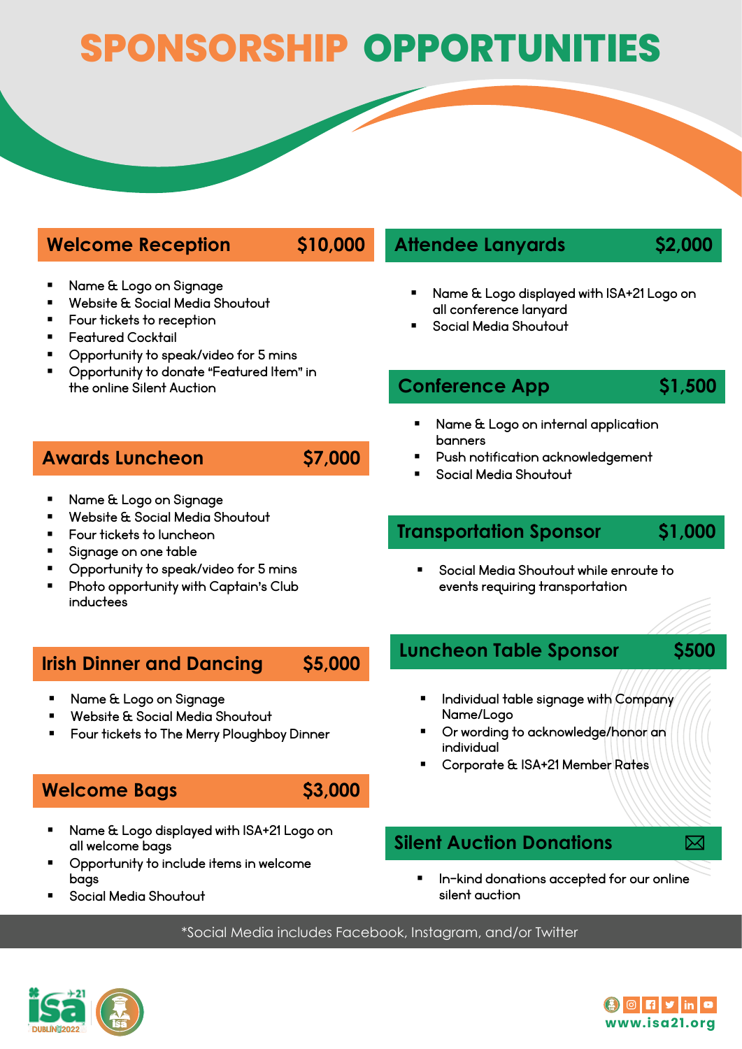# SPONSORSHIP OPPORTUNITIES

## Welcome Reception $10,000

- Name & Logo on Signage
- Website & Social Media Shoutout
- Four tickets to reception
- Featured Cocktail
- Opportunity to speak/video for 5 mins
- Opportunity to donate "Featured Item" in the online Silent Auction

## Awards Luncheon $7,000

- Name & Logo on Signage
- Website & Social Media Shoutout
- Four tickets to luncheon
- Signage on one table
- Opportunity to speak/video for 5 mins
- Photo opportunity with Captain's Club inductees

## Irish Dinner and Dancing $5,000

- Name & Logo on Signage
- Website & Social Media Shoutout
- Four tickets to The Merry Ploughboy Dinner

## Welcome Bags $3,000

- Name & Logo displayed with ISA+21 Logo on all welcome bags
- Opportunity to include items in welcome bags
- Social Media Shoutout

## Attendee Lanyards $2,000

- Name & Logo displayed with ISA+21 Logo on all conference lanyard
- Social Media Shoutout

## Conference App $1,500

- Name & Logo on internal application banners
- Push notification acknowledgement
- Social Media Shoutout

## Transportation Sponsor $1,000

- Social Media Shoutout while enroute to events requiring transportation

## Luncheon Table Sponsor $500

- Individual table signage with Company Name/Logo
- Or wording to acknowledge/honor an individual
- Corporate & ISA+21 Member Rates

## Silent Auction Donations

- In-kind donations accepted for our online silent auction

*Social Media includes Facebook, Instagram, and/or Twitter

www.isa21.org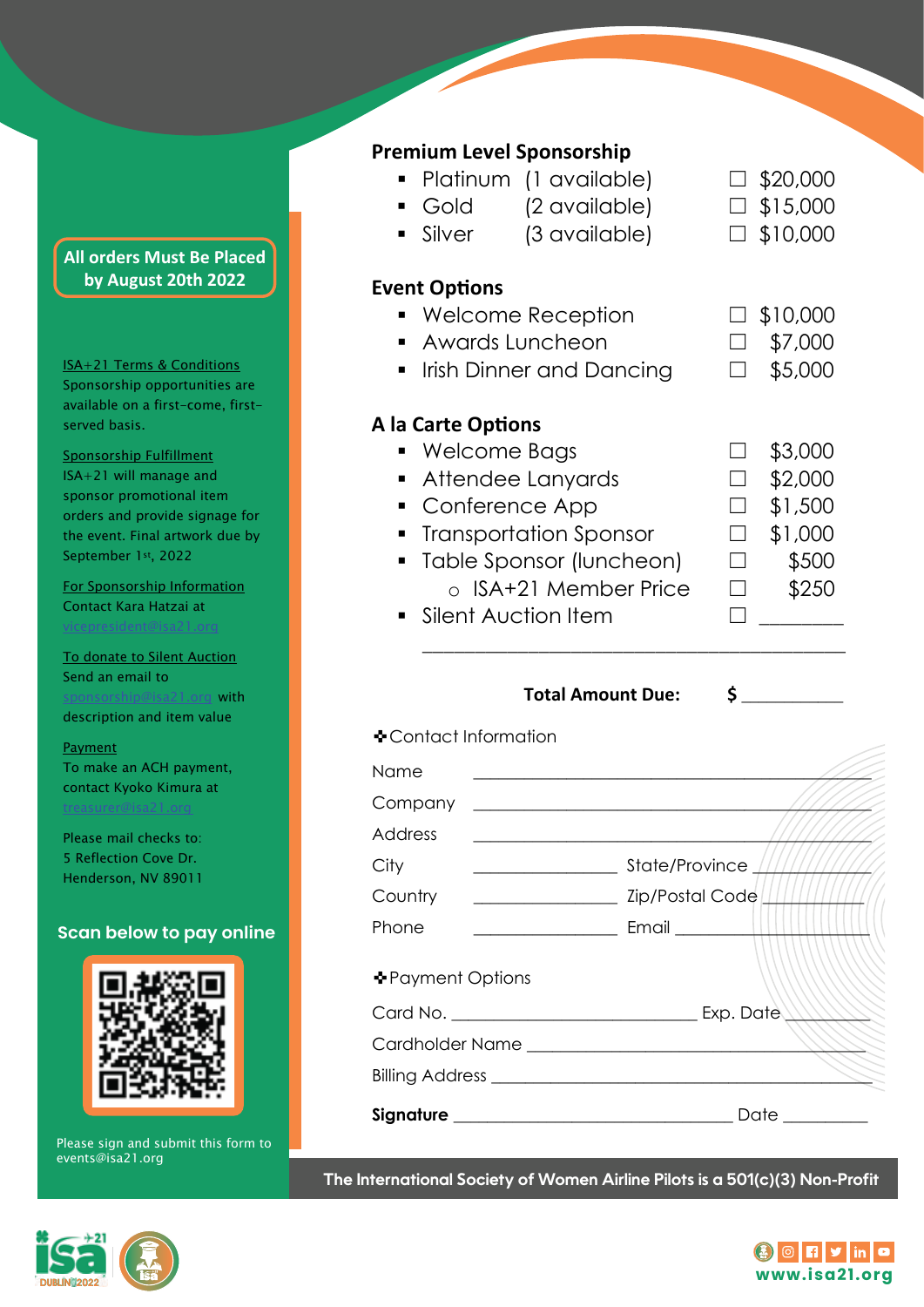**All orders Must Be Placed by August 20th 2022**

ISA+21 Terms & Conditions
Sponsorship opportunities are available on a first-come, first-served basis.

Sponsorship Fulfillment
ISA+21 will manage and sponsor promotional item orders and provide signage for the event. Final artwork due by September 1st, 2022

For Sponsorship Information
Contact Kara Hatzai at vicepresident@isa21.org

To donate to Silent Auction
Send an email to sponsorship@isa21.org with description and item value

Payment
To make an ACH payment, contact Kyoko Kimura at treasurer@isa21.org

Please mail checks to:
5 Reflection Cove Dr.
Henderson, NV 89011

**Scan below to pay online**

Please sign and submit this form to events@isa21.org

## Premium Level Sponsorship

- Platinum (1 available) ☐ $20,000
- Gold (2 available) ☐ $15,000
- Silver (3 available) ☐ $10,000

## Event Options

- Welcome Reception ☐ $10,000
- Awards Luncheon ☐ $7,000
- Irish Dinner and Dancing ☐ $5,000

## A la Carte Options

- Welcome Bags ☐ $3,000
- Attendee Lanyards ☐ $2,000
- Conference App ☐ $1,500
- Transportation Sponsor ☐ $1,000
- Table Sponsor (luncheon) ☐ $500
  - ISA+21 Member Price ☐ $250
- Silent Auction Item ☐ ________

________________________________________

**Total Amount Due:** **$** __________

✤Contact Information

Name ________________________________________
Company ________________________________________
Address ________________________________________
City ______________ State/Province ____________
Country ______________ Zip/Postal Code ____________
Phone ______________ Email ____________

✤Payment Options

Card No. ________________________ Exp. Date ________
Cardholder Name ________________________________
Billing Address ________________________________

**Signature** ____________________________ Date ________

**The International Society of Women Airline Pilots is a 501(c)(3) Non-Profit**

www.isa21.org